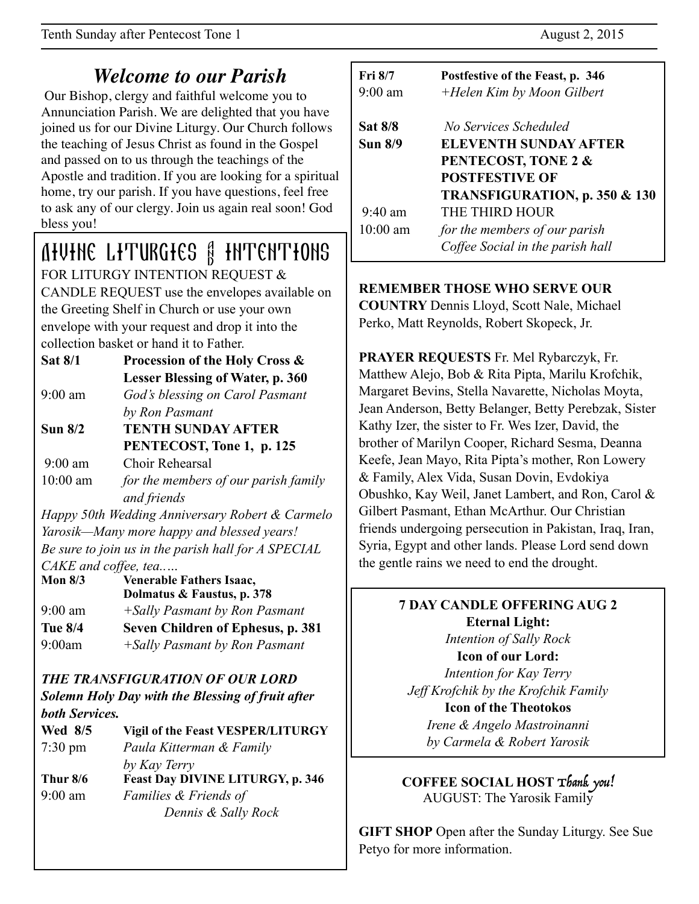# *Welcome to our Parish*

Our Bishop, clergy and faithful welcome you to Annunciation Parish. We are delighted that you have joined us for our Divine Liturgy. Our Church follows the teaching of Jesus Christ as found in the Gospel and passed on to us through the teachings of the Apostle and tradition. If you are looking for a spiritual home, try our parish. If you have questions, feel free to ask any of our clergy. Join us again real soon! God bless you!

## DIVINE LITURGIES & INTENTIONS

FOR LITURGY INTENTION REQUEST & CANDLE REQUEST use the envelopes available on the Greeting Shelf in Church or use your own envelope with your request and drop it into the collection basket or hand it to Father.

**Sat 8/1** **Procession of the Holy Cross & Lesser Blessing of Water, p. 360**
9:00 am *God's blessing on Carol Pasmant by Ron Pasmant*

**Sun 8/2** **TENTH SUNDAY AFTER PENTECOST, Tone 1, p. 125**
9:00 am Choir Rehearsal
10:00 am *for the members of our parish family and friends*

*Happy 50th Wedding Anniversary Robert & Carmelo Yarosik—Many more happy and blessed years! Be sure to join us in the parish hall for A SPECIAL CAKE and coffee, tea.….*

**Mon 8/3** **Venerable Fathers Isaac, Dolmatus & Faustus, p. 378**
9:00 am *+Sally Pasmant by Ron Pasmant*

**Tue 8/4** **Seven Children of Ephesus, p. 381**
9:00am *+Sally Pasmant by Ron Pasmant*

***THE TRANSFIGURATION OF OUR LORD***
***Solemn Holy Day with the Blessing of fruit after both Services.***

**Wed 8/5** **Vigil of the Feast VESPER/LITURGY**
7:30 pm *Paula Kitterman & Family by Kay Terry*

**Thur 8/6** **Feast Day DIVINE LITURGY, p. 346**
9:00 am *Families & Friends of Dennis & Sally Rock*

**Fri 8/7** **Postfestive of the Feast, p. 346**
9:00 am *+Helen Kim by Moon Gilbert*

**Sat 8/8** *No Services Scheduled*

**Sun 8/9** **ELEVENTH SUNDAY AFTER PENTECOST, TONE 2 & POSTFESTIVE OF TRANSFIGURATION, p. 350 & 130**
9:40 am THE THIRD HOUR
10:00 am *for the members of our parish*
*Coffee Social in the parish hall*

**REMEMBER THOSE WHO SERVE OUR COUNTRY** Dennis Lloyd, Scott Nale, Michael Perko, Matt Reynolds, Robert Skopeck, Jr.

**PRAYER REQUESTS** Fr. Mel Rybarczyk, Fr. Matthew Alejo, Bob & Rita Pipta, Marilu Krofchik, Margaret Bevins, Stella Navarette, Nicholas Moyta, Jean Anderson, Betty Belanger, Betty Perebzak, Sister Kathy Izer, the sister to Fr. Wes Izer, David, the brother of Marilyn Cooper, Richard Sesma, Deanna Keefe, Jean Mayo, Rita Pipta's mother, Ron Lowery & Family, Alex Vida, Susan Dovin, Evdokiya Obushko, Kay Weil, Janet Lambert, and Ron, Carol & Gilbert Pasmant, Ethan McArthur. Our Christian friends undergoing persecution in Pakistan, Iraq, Iran, Syria, Egypt and other lands. Please Lord send down the gentle rains we need to end the drought.

**7 DAY CANDLE OFFERING AUG 2**

**Eternal Light:**
*Intention of Sally Rock*

**Icon of our Lord:**
*Intention for Kay Terry*
*Jeff Krofchik by the Krofchik Family*

**Icon of the Theotokos**
*Irene & Angelo Mastroinanni by Carmela & Robert Yarosik*

**COFFEE SOCIAL HOST** *Thank you!*
AUGUST: The Yarosik Family

**GIFT SHOP** Open after the Sunday Liturgy. See Sue Petyo for more information.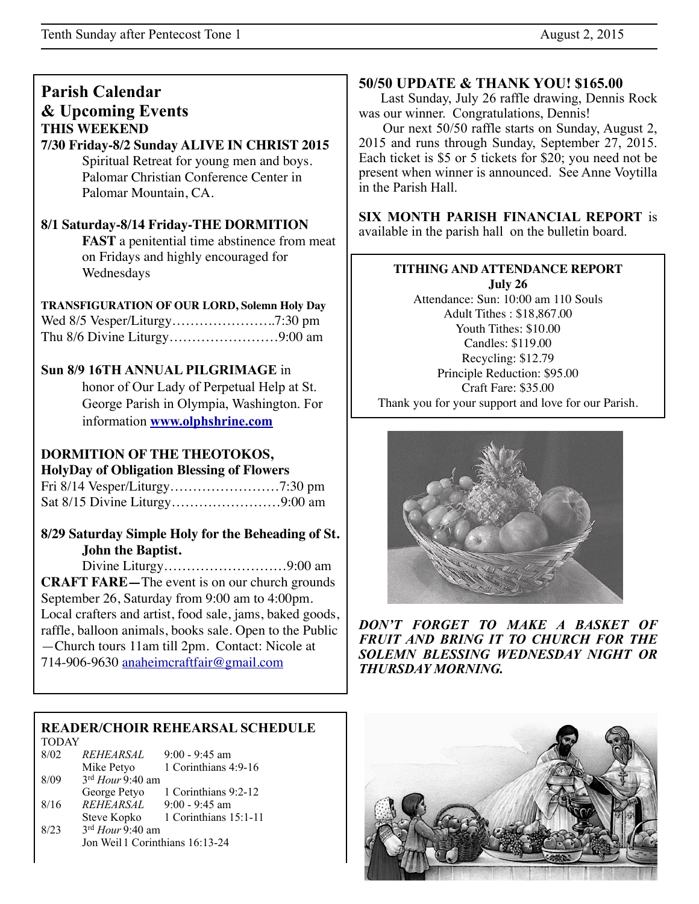## Parish Calendar & Upcoming Events

**THIS WEEKEND**

**7/30 Friday-8/2 Sunday ALIVE IN CHRIST 2015**
Spiritual Retreat for young men and boys. Palomar Christian Conference Center in Palomar Mountain, CA.

**8/1 Saturday-8/14 Friday-THE DORMITION FAST** a penitential time abstinence from meat on Fridays and highly encouraged for Wednesdays

**TRANSFIGURATION OF OUR LORD, Solemn Holy Day**
Wed 8/5 Vesper/Liturgy…………………..7:30 pm
Thu 8/6 Divine Liturgy……………………9:00 am

**Sun 8/9 16TH ANNUAL PILGRIMAGE** in honor of Our Lady of Perpetual Help at St. George Parish in Olympia, Washington. For information **www.olphshrine.com**

**DORMITION OF THE THEOTOKOS, HolyDay of Obligation Blessing of Flowers**
Fri 8/14 Vesper/Liturgy……………………7:30 pm
Sat 8/15 Divine Liturgy……………………9:00 am

**8/29 Saturday Simple Holy for the Beheading of St. John the Baptist.**
Divine Liturgy………………………9:00 am

**CRAFT FARE—**The event is on our church grounds September 26, Saturday from 9:00 am to 4:00pm. Local crafters and artist, food sale, jams, baked goods, raffle, balloon animals, books sale. Open to the Public —Church tours 11am till 2pm. Contact: Nicole at 714-906-9630 anaheimcraftfair@gmail.com

### READER/CHOIR REHEARSAL SCHEDULE

TODAY

| | | |
|---|---|---|
| 8/02 | *REHEARSAL* | 9:00 - 9:45 am |
| | Mike Petyo | 1 Corinthians 4:9-16 |
| 8/09 | 3rd *Hour* 9:40 am | |
| | George Petyo | 1 Corinthians 9:2-12 |
| 8/16 | *REHEARSAL* | 9:00 - 9:45 am |
| | Steve Kopko | 1 Corinthians 15:1-11 |
| 8/23 | 3rd *Hour* 9:40 am | |
| | Jon Weil | 1 Corinthians 16:13-24 |

## 50/50 UPDATE & THANK YOU! $165.00

Last Sunday, July 26 raffle drawing, Dennis Rock was our winner. Congratulations, Dennis!

Our next 50/50 raffle starts on Sunday, August 2, 2015 and runs through Sunday, September 27, 2015. Each ticket is $5 or 5 tickets for $20; you need not be present when winner is announced. See Anne Voytilla in the Parish Hall.

**SIX MONTH PARISH FINANCIAL REPORT** is available in the parish hall on the bulletin board.

**TITHING AND ATTENDANCE REPORT**
**July 26**

Attendance: Sun: 10:00 am 110 Souls
Adult Tithes : $18,867.00
Youth Tithes: $10.00
Candles: $119.00
Recycling: $12.79
Principle Reduction: $95.00
Craft Fare: $35.00
Thank you for your support and love for our Parish.

***DON'T FORGET TO MAKE A BASKET OF FRUIT AND BRING IT TO CHURCH FOR THE SOLEMN BLESSING WEDNESDAY NIGHT OR THURSDAY MORNING.***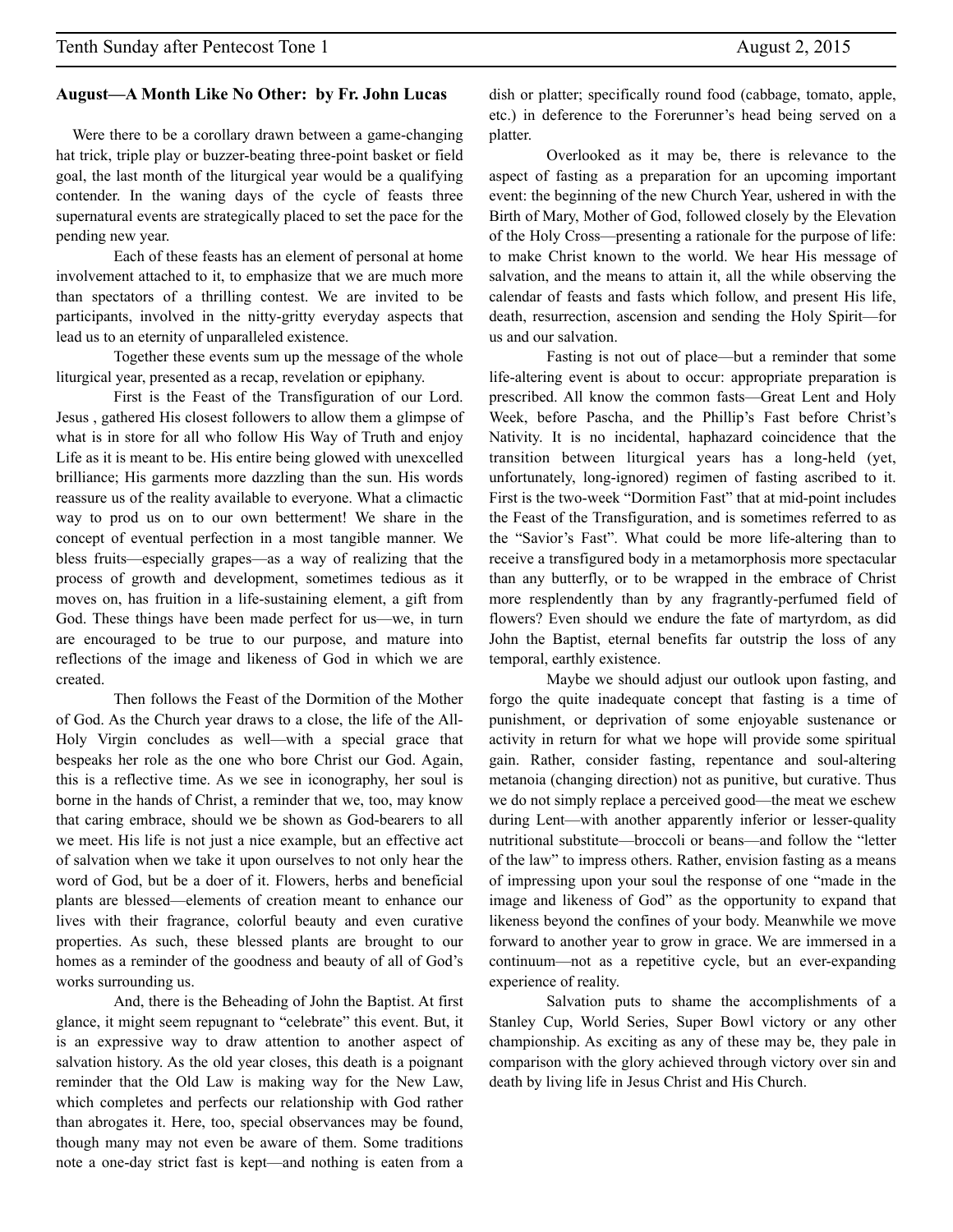**August—A Month Like No Other: by Fr. John Lucas**

Were there to be a corollary drawn between a game-changing hat trick, triple play or buzzer-beating three-point basket or field goal, the last month of the liturgical year would be a qualifying contender. In the waning days of the cycle of feasts three supernatural events are strategically placed to set the pace for the pending new year.

Each of these feasts has an element of personal at home involvement attached to it, to emphasize that we are much more than spectators of a thrilling contest. We are invited to be participants, involved in the nitty-gritty everyday aspects that lead us to an eternity of unparalleled existence.

Together these events sum up the message of the whole liturgical year, presented as a recap, revelation or epiphany.

First is the Feast of the Transfiguration of our Lord. Jesus , gathered His closest followers to allow them a glimpse of what is in store for all who follow His Way of Truth and enjoy Life as it is meant to be. His entire being glowed with unexcelled brilliance; His garments more dazzling than the sun. His words reassure us of the reality available to everyone. What a climactic way to prod us on to our own betterment! We share in the concept of eventual perfection in a most tangible manner. We bless fruits—especially grapes—as a way of realizing that the process of growth and development, sometimes tedious as it moves on, has fruition in a life-sustaining element, a gift from God. These things have been made perfect for us—we, in turn are encouraged to be true to our purpose, and mature into reflections of the image and likeness of God in which we are created.

Then follows the Feast of the Dormition of the Mother of God. As the Church year draws to a close, the life of the All-Holy Virgin concludes as well—with a special grace that bespeaks her role as the one who bore Christ our God. Again, this is a reflective time. As we see in iconography, her soul is borne in the hands of Christ, a reminder that we, too, may know that caring embrace, should we be shown as God-bearers to all we meet. His life is not just a nice example, but an effective act of salvation when we take it upon ourselves to not only hear the word of God, but be a doer of it. Flowers, herbs and beneficial plants are blessed—elements of creation meant to enhance our lives with their fragrance, colorful beauty and even curative properties. As such, these blessed plants are brought to our homes as a reminder of the goodness and beauty of all of God's works surrounding us.

And, there is the Beheading of John the Baptist. At first glance, it might seem repugnant to "celebrate" this event. But, it is an expressive way to draw attention to another aspect of salvation history. As the old year closes, this death is a poignant reminder that the Old Law is making way for the New Law, which completes and perfects our relationship with God rather than abrogates it. Here, too, special observances may be found, though many may not even be aware of them. Some traditions note a one-day strict fast is kept—and nothing is eaten from a dish or platter; specifically round food (cabbage, tomato, apple, etc.) in deference to the Forerunner's head being served on a platter.

Overlooked as it may be, there is relevance to the aspect of fasting as a preparation for an upcoming important event: the beginning of the new Church Year, ushered in with the Birth of Mary, Mother of God, followed closely by the Elevation of the Holy Cross—presenting a rationale for the purpose of life: to make Christ known to the world. We hear His message of salvation, and the means to attain it, all the while observing the calendar of feasts and fasts which follow, and present His life, death, resurrection, ascension and sending the Holy Spirit—for us and our salvation.

Fasting is not out of place—but a reminder that some life-altering event is about to occur: appropriate preparation is prescribed. All know the common fasts—Great Lent and Holy Week, before Pascha, and the Phillip's Fast before Christ's Nativity. It is no incidental, haphazard coincidence that the transition between liturgical years has a long-held (yet, unfortunately, long-ignored) regimen of fasting ascribed to it. First is the two-week "Dormition Fast" that at mid-point includes the Feast of the Transfiguration, and is sometimes referred to as the "Savior's Fast". What could be more life-altering than to receive a transfigured body in a metamorphosis more spectacular than any butterfly, or to be wrapped in the embrace of Christ more resplendently than by any fragrantly-perfumed field of flowers? Even should we endure the fate of martyrdom, as did John the Baptist, eternal benefits far outstrip the loss of any temporal, earthly existence.

Maybe we should adjust our outlook upon fasting, and forgo the quite inadequate concept that fasting is a time of punishment, or deprivation of some enjoyable sustenance or activity in return for what we hope will provide some spiritual gain. Rather, consider fasting, repentance and soul-altering metanoia (changing direction) not as punitive, but curative. Thus we do not simply replace a perceived good—the meat we eschew during Lent—with another apparently inferior or lesser-quality nutritional substitute—broccoli or beans—and follow the "letter of the law" to impress others. Rather, envision fasting as a means of impressing upon your soul the response of one "made in the image and likeness of God" as the opportunity to expand that likeness beyond the confines of your body. Meanwhile we move forward to another year to grow in grace. We are immersed in a continuum—not as a repetitive cycle, but an ever-expanding experience of reality.

Salvation puts to shame the accomplishments of a Stanley Cup, World Series, Super Bowl victory or any other championship. As exciting as any of these may be, they pale in comparison with the glory achieved through victory over sin and death by living life in Jesus Christ and His Church.